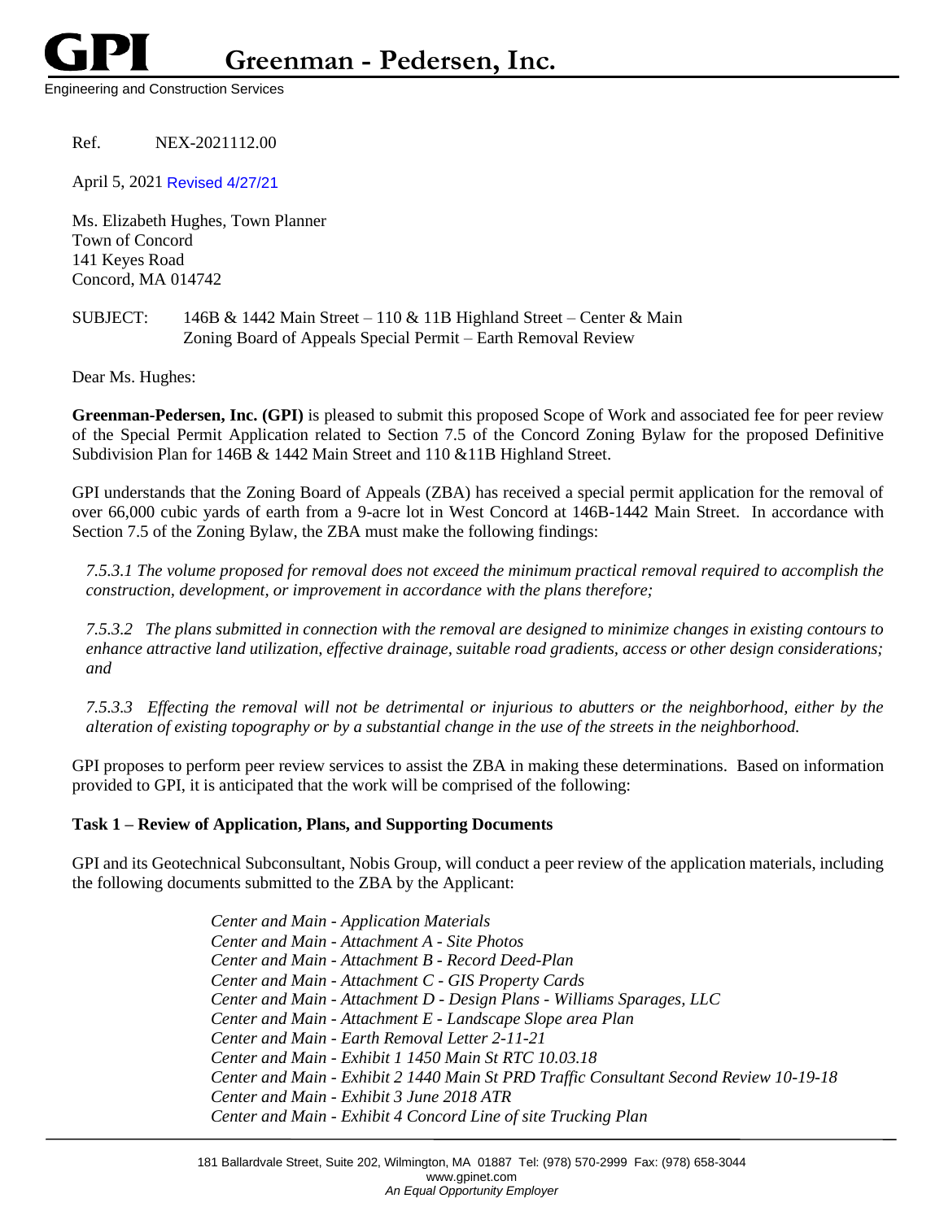# GPI Greenman - Pedersen, Inc.

Engineering and Construction Services

Ref. NEX-2021112.00

April 5, 2021 Revised 4/27/21

Ms. Elizabeth Hughes, Town Planner
Town of Concord
141 Keyes Road
Concord, MA 014742

SUBJECT: 146B & 1442 Main Street – 110 & 11B Highland Street – Center & Main
Zoning Board of Appeals Special Permit – Earth Removal Review

Dear Ms. Hughes:

**Greenman-Pedersen, Inc. (GPI)** is pleased to submit this proposed Scope of Work and associated fee for peer review of the Special Permit Application related to Section 7.5 of the Concord Zoning Bylaw for the proposed Definitive Subdivision Plan for 146B & 1442 Main Street and 110 &11B Highland Street.

GPI understands that the Zoning Board of Appeals (ZBA) has received a special permit application for the removal of over 66,000 cubic yards of earth from a 9-acre lot in West Concord at 146B-1442 Main Street. In accordance with Section 7.5 of the Zoning Bylaw, the ZBA must make the following findings:

*7.5.3.1 The volume proposed for removal does not exceed the minimum practical removal required to accomplish the construction, development, or improvement in accordance with the plans therefore;*

*7.5.3.2 The plans submitted in connection with the removal are designed to minimize changes in existing contours to enhance attractive land utilization, effective drainage, suitable road gradients, access or other design considerations; and*

*7.5.3.3 Effecting the removal will not be detrimental or injurious to abutters or the neighborhood, either by the alteration of existing topography or by a substantial change in the use of the streets in the neighborhood.*

GPI proposes to perform peer review services to assist the ZBA in making these determinations. Based on information provided to GPI, it is anticipated that the work will be comprised of the following:

**Task 1 – Review of Application, Plans, and Supporting Documents**

GPI and its Geotechnical Subconsultant, Nobis Group, will conduct a peer review of the application materials, including the following documents submitted to the ZBA by the Applicant:

*Center and Main - Application Materials*
*Center and Main - Attachment A - Site Photos*
*Center and Main - Attachment B - Record Deed-Plan*
*Center and Main - Attachment C - GIS Property Cards*
*Center and Main - Attachment D - Design Plans - Williams Sparages, LLC*
*Center and Main - Attachment E - Landscape Slope area Plan*
*Center and Main - Earth Removal Letter 2-11-21*
*Center and Main - Exhibit 1 1450 Main St RTC 10.03.18*
*Center and Main - Exhibit 2 1440 Main St PRD Traffic Consultant Second Review 10-19-18*
*Center and Main - Exhibit 3 June 2018 ATR*
*Center and Main - Exhibit 4 Concord Line of site Trucking Plan*

181 Ballardvale Street, Suite 202, Wilmington, MA 01887 Tel: (978) 570-2999 Fax: (978) 658-3044
www.gpinet.com
*An Equal Opportunity Employer*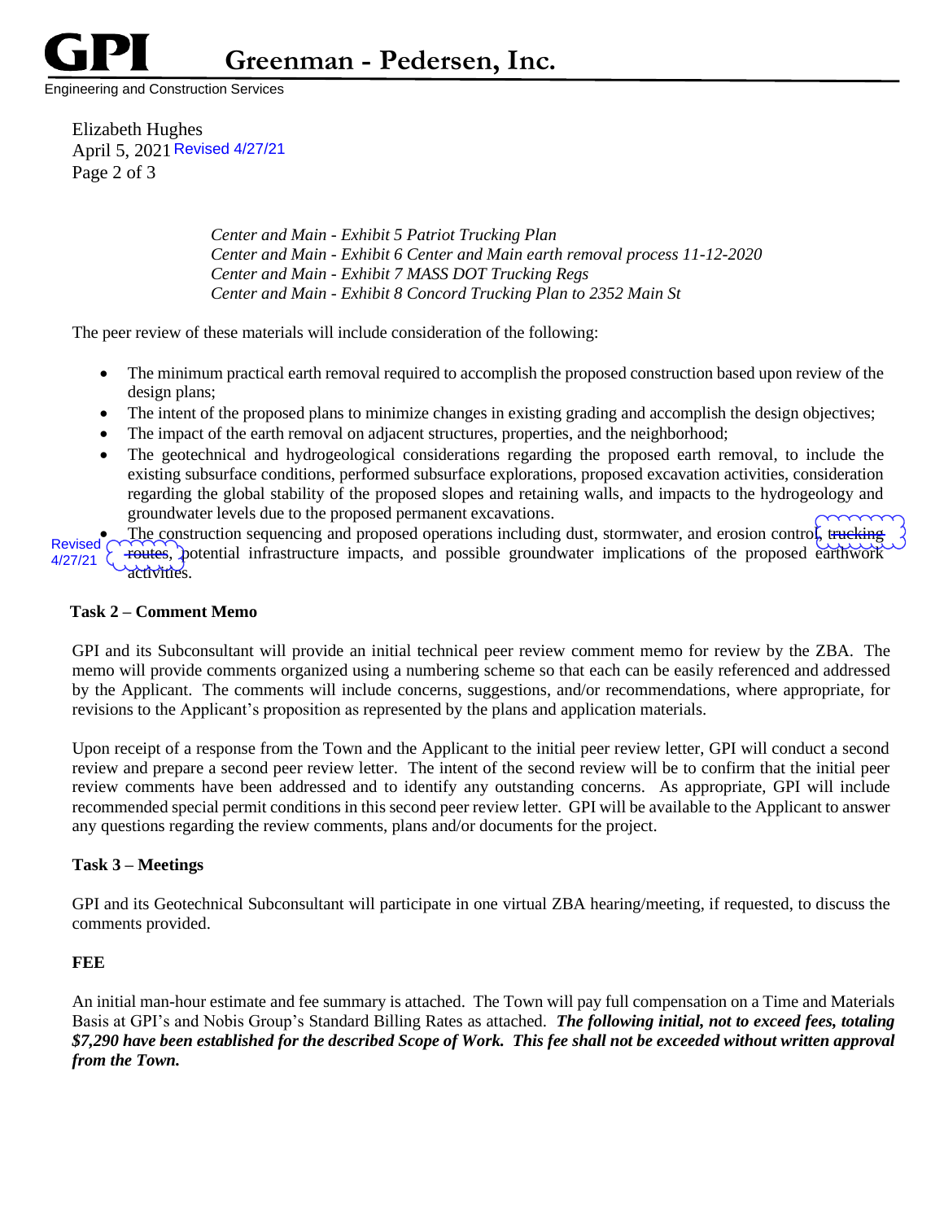Elizabeth Hughes
April 5, 2021 Revised 4/27/21

*Center and Main - Exhibit 5 Patriot Trucking Plan*
*Center and Main - Exhibit 6 Center and Main earth removal process 11-12-2020*
*Center and Main - Exhibit 7 MASS DOT Trucking Regs*
*Center and Main - Exhibit 8 Concord Trucking Plan to 2352 Main St*

The peer review of these materials will include consideration of the following:

- The minimum practical earth removal required to accomplish the proposed construction based upon review of the design plans;
- The intent of the proposed plans to minimize changes in existing grading and accomplish the design objectives;
- The impact of the earth removal on adjacent structures, properties, and the neighborhood;
- The geotechnical and hydrogeological considerations regarding the proposed earth removal, to include the existing subsurface conditions, performed subsurface explorations, proposed excavation activities, consideration regarding the global stability of the proposed slopes and retaining walls, and impacts to the hydrogeology and groundwater levels due to the proposed permanent excavations.
- The construction sequencing and proposed operations including dust, stormwater, and erosion control, ~~trucking routes~~, potential infrastructure impacts, and possible groundwater implications of the proposed earthwork activities.

Revised 4/27/21

### Task 2 – Comment Memo

GPI and its Subconsultant will provide an initial technical peer review comment memo for review by the ZBA. The memo will provide comments organized using a numbering scheme so that each can be easily referenced and addressed by the Applicant. The comments will include concerns, suggestions, and/or recommendations, where appropriate, for revisions to the Applicant's proposition as represented by the plans and application materials.

Upon receipt of a response from the Town and the Applicant to the initial peer review letter, GPI will conduct a second review and prepare a second peer review letter. The intent of the second review will be to confirm that the initial peer review comments have been addressed and to identify any outstanding concerns. As appropriate, GPI will include recommended special permit conditions in this second peer review letter. GPI will be available to the Applicant to answer any questions regarding the review comments, plans and/or documents for the project.

### Task 3 – Meetings

GPI and its Geotechnical Subconsultant will participate in one virtual ZBA hearing/meeting, if requested, to discuss the comments provided.

### FEE

An initial man-hour estimate and fee summary is attached. The Town will pay full compensation on a Time and Materials Basis at GPI's and Nobis Group's Standard Billing Rates as attached. ***The following initial, not to exceed fees, totaling $7,290 have been established for the described Scope of Work. This fee shall not be exceeded without written approval from the Town.***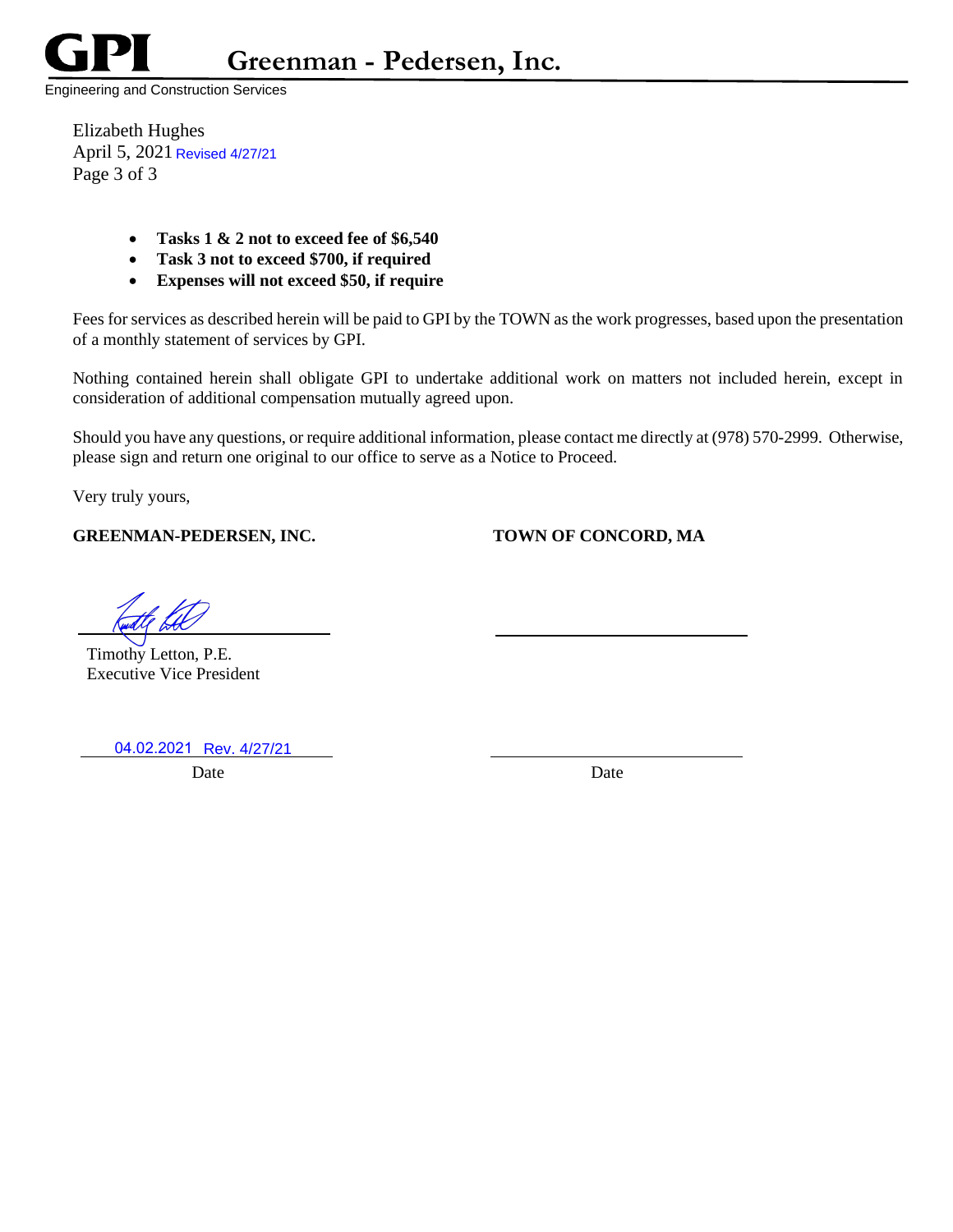Elizabeth Hughes
April 5, 2021 Revised 4/27/21

- **Tasks 1 & 2 not to exceed fee of $6,540**
- **Task 3 not to exceed $700, if required**
- **Expenses will not exceed $50, if require**

Fees for services as described herein will be paid to GPI by the TOWN as the work progresses, based upon the presentation of a monthly statement of services by GPI.

Nothing contained herein shall obligate GPI to undertake additional work on matters not included herein, except in consideration of additional compensation mutually agreed upon.

Should you have any questions, or require additional information, please contact me directly at (978) 570-2999. Otherwise, please sign and return one original to our office to serve as a Notice to Proceed.

Very truly yours,

**GREENMAN-PEDERSEN, INC.**

Timothy Letton, P.E.
Executive Vice President

04.02.2021 Rev. 4/27/21
Date

**TOWN OF CONCORD, MA**

Date